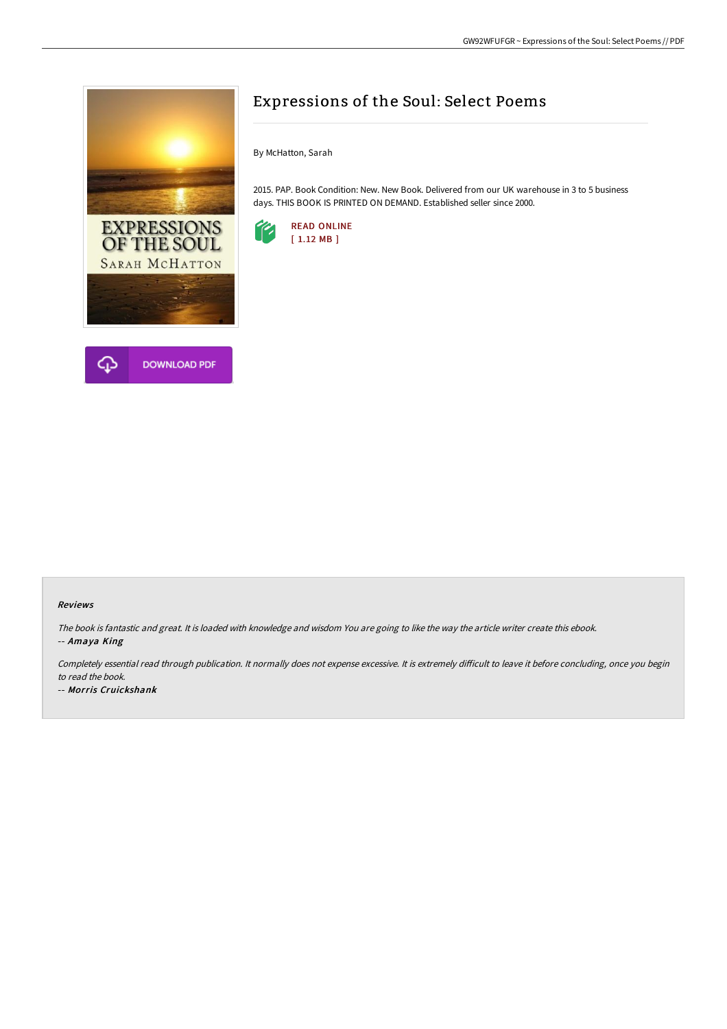# Expressions of the Soul: Select Poems

By McHatton, Sarah

2015. PAP. Book Condition: New. New Book. Delivered from our UK warehouse in 3 to 5 business days. THIS BOOK IS PRINTED ON DEMAND. Established seller since 2000.

READ ONLINE
[ 1.12 MB ]

DOWNLOAD PDF

### Reviews

*The book is fantastic and great. It is loaded with knowledge and wisdom You are going to like the way the article writer create this ebook.*
-- ***Amaya King***

*Completely essential read through publication. It normally does not expense excessive. It is extremely difficult to leave it before concluding, once you begin to read the book.*

-- ***Morris Cruickshank***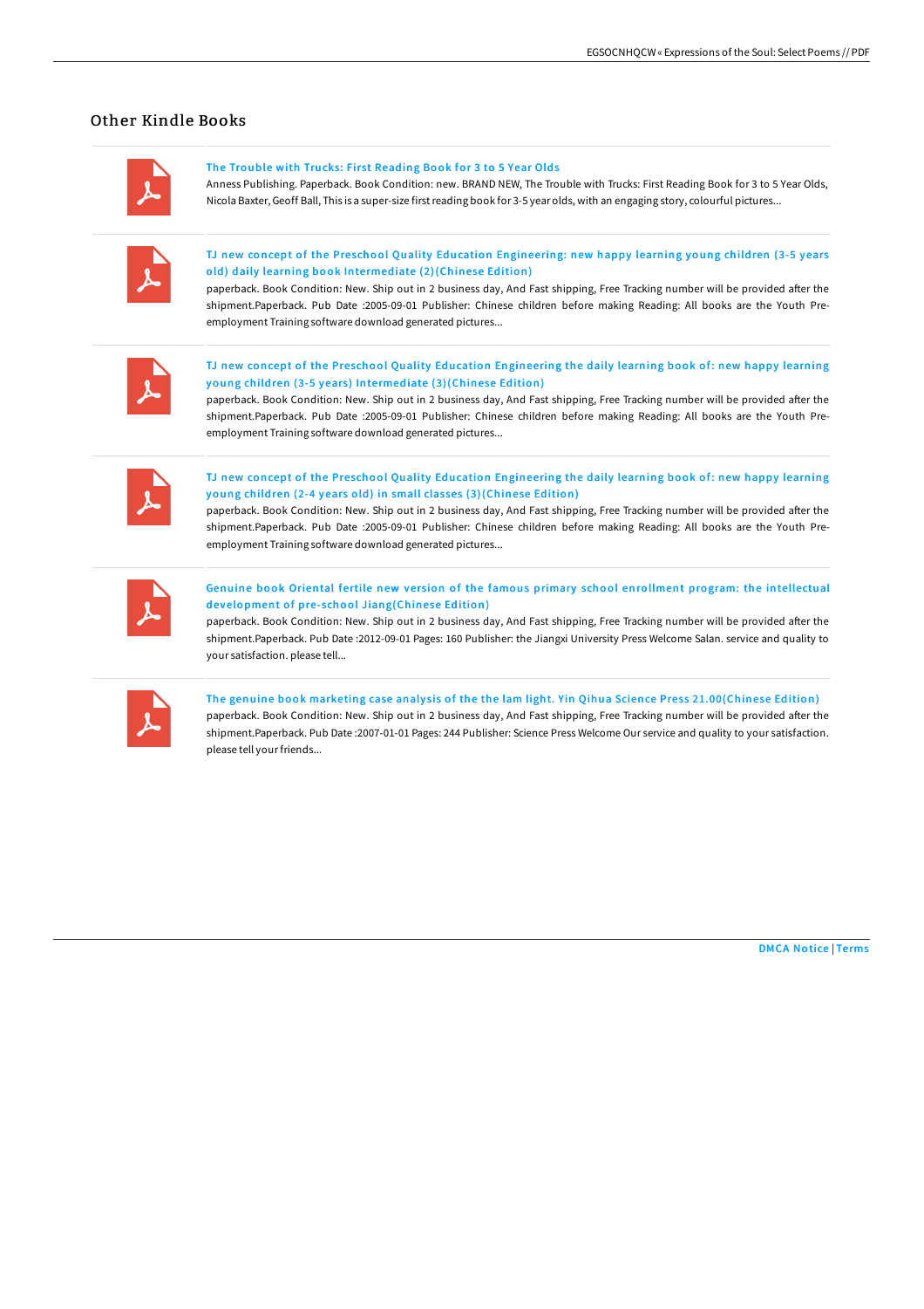## Other Kindle Books

### The Trouble with Trucks: First Reading Book for 3 to 5 Year Olds

Anness Publishing. Paperback. Book Condition: new. BRAND NEW, The Trouble with Trucks: First Reading Book for 3 to 5 Year Olds, Nicola Baxter, Geoff Ball, This is a super-size first reading book for 3-5 year olds, with an engaging story, colourful pictures...

### TJ new concept of the Preschool Quality Education Engineering: new happy learning young children (3-5 years old) daily learning book Intermediate (2)(Chinese Edition)

paperback. Book Condition: New. Ship out in 2 business day, And Fast shipping, Free Tracking number will be provided after the shipment.Paperback. Pub Date :2005-09-01 Publisher: Chinese children before making Reading: All books are the Youth Pre-employment Training software download generated pictures...

### TJ new concept of the Preschool Quality Education Engineering the daily learning book of: new happy learning young children (3-5 years) Intermediate (3)(Chinese Edition)

paperback. Book Condition: New. Ship out in 2 business day, And Fast shipping, Free Tracking number will be provided after the shipment.Paperback. Pub Date :2005-09-01 Publisher: Chinese children before making Reading: All books are the Youth Pre-employment Training software download generated pictures...

### TJ new concept of the Preschool Quality Education Engineering the daily learning book of: new happy learning young children (2-4 years old) in small classes (3)(Chinese Edition)

paperback. Book Condition: New. Ship out in 2 business day, And Fast shipping, Free Tracking number will be provided after the shipment.Paperback. Pub Date :2005-09-01 Publisher: Chinese children before making Reading: All books are the Youth Pre-employment Training software download generated pictures...

### Genuine book Oriental fertile new version of the famous primary school enrollment program: the intellectual development of pre-school Jiang(Chinese Edition)

paperback. Book Condition: New. Ship out in 2 business day, And Fast shipping, Free Tracking number will be provided after the shipment.Paperback. Pub Date :2012-09-01 Pages: 160 Publisher: the Jiangxi University Press Welcome Salan. service and quality to your satisfaction. please tell...

### The genuine book marketing case analysis of the the lam light. Yin Qihua Science Press 21.00(Chinese Edition)

paperback. Book Condition: New. Ship out in 2 business day, And Fast shipping, Free Tracking number will be provided after the shipment.Paperback. Pub Date :2007-01-01 Pages: 244 Publisher: Science Press Welcome Our service and quality to your satisfaction. please tell your friends...